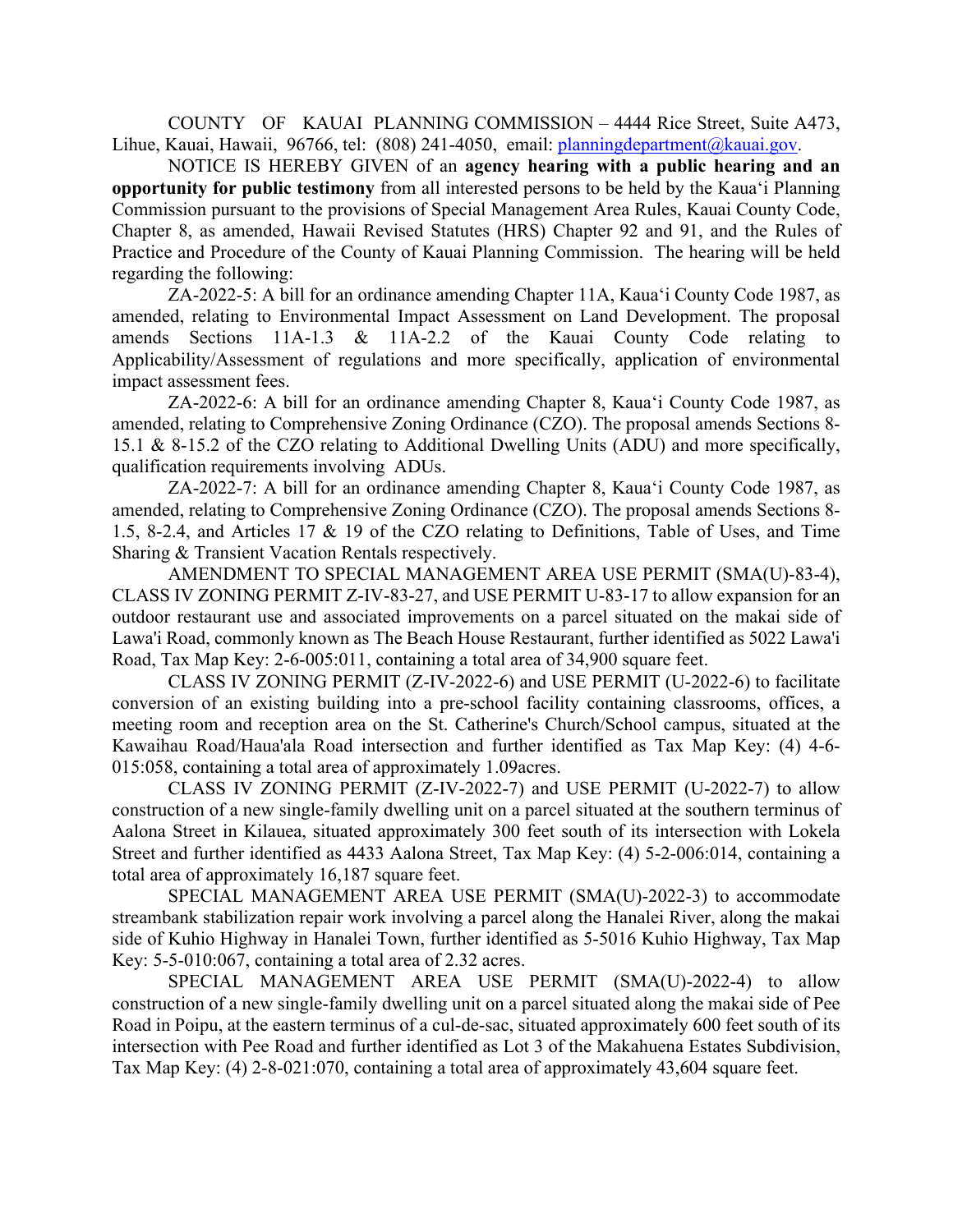COUNTY OF KAUAI PLANNING COMMISSION – 4444 Rice Street, Suite A473, Lihue, Kauai, Hawaii, 96766, tel: (808) 241-4050, email: planningdepartment@kauai.gov.

NOTICE IS HEREBY GIVEN of an **agency hearing with a public hearing and an opportunity for public testimony** from all interested persons to be held by the Kaua'i Planning Commission pursuant to the provisions of Special Management Area Rules, Kauai County Code, Chapter 8, as amended, Hawaii Revised Statutes (HRS) Chapter 92 and 91, and the Rules of Practice and Procedure of the County of Kauai Planning Commission. The hearing will be held regarding the following:

ZA-2022-5: A bill for an ordinance amending Chapter 11A, Kaua'i County Code 1987, as amended, relating to Environmental Impact Assessment on Land Development. The proposal amends Sections 11A-1.3 & 11A-2.2 of the Kauai County Code relating to Applicability/Assessment of regulations and more specifically, application of environmental impact assessment fees.

ZA-2022-6: A bill for an ordinance amending Chapter 8, Kaua'i County Code 1987, as amended, relating to Comprehensive Zoning Ordinance (CZO). The proposal amends Sections 8-15.1 & 8-15.2 of the CZO relating to Additional Dwelling Units (ADU) and more specifically, qualification requirements involving ADUs.

ZA-2022-7: A bill for an ordinance amending Chapter 8, Kaua'i County Code 1987, as amended, relating to Comprehensive Zoning Ordinance (CZO). The proposal amends Sections 8-1.5, 8-2.4, and Articles 17 & 19 of the CZO relating to Definitions, Table of Uses, and Time Sharing & Transient Vacation Rentals respectively.

AMENDMENT TO SPECIAL MANAGEMENT AREA USE PERMIT (SMA(U)-83-4), CLASS IV ZONING PERMIT Z-IV-83-27, and USE PERMIT U-83-17 to allow expansion for an outdoor restaurant use and associated improvements on a parcel situated on the makai side of Lawa'i Road, commonly known as The Beach House Restaurant, further identified as 5022 Lawa'i Road, Tax Map Key: 2-6-005:011, containing a total area of 34,900 square feet.

CLASS IV ZONING PERMIT (Z-IV-2022-6) and USE PERMIT (U-2022-6) to facilitate conversion of an existing building into a pre-school facility containing classrooms, offices, a meeting room and reception area on the St. Catherine's Church/School campus, situated at the Kawaihau Road/Haua'ala Road intersection and further identified as Tax Map Key: (4) 4-6-015:058, containing a total area of approximately 1.09acres.

CLASS IV ZONING PERMIT (Z-IV-2022-7) and USE PERMIT (U-2022-7) to allow construction of a new single-family dwelling unit on a parcel situated at the southern terminus of Aalona Street in Kilauea, situated approximately 300 feet south of its intersection with Lokela Street and further identified as 4433 Aalona Street, Tax Map Key: (4) 5-2-006:014, containing a total area of approximately 16,187 square feet.

SPECIAL MANAGEMENT AREA USE PERMIT (SMA(U)-2022-3) to accommodate streambank stabilization repair work involving a parcel along the Hanalei River, along the makai side of Kuhio Highway in Hanalei Town, further identified as 5-5016 Kuhio Highway, Tax Map Key: 5-5-010:067, containing a total area of 2.32 acres.

SPECIAL MANAGEMENT AREA USE PERMIT (SMA(U)-2022-4) to allow construction of a new single-family dwelling unit on a parcel situated along the makai side of Pee Road in Poipu, at the eastern terminus of a cul-de-sac, situated approximately 600 feet south of its intersection with Pee Road and further identified as Lot 3 of the Makahuena Estates Subdivision, Tax Map Key: (4) 2-8-021:070, containing a total area of approximately 43,604 square feet.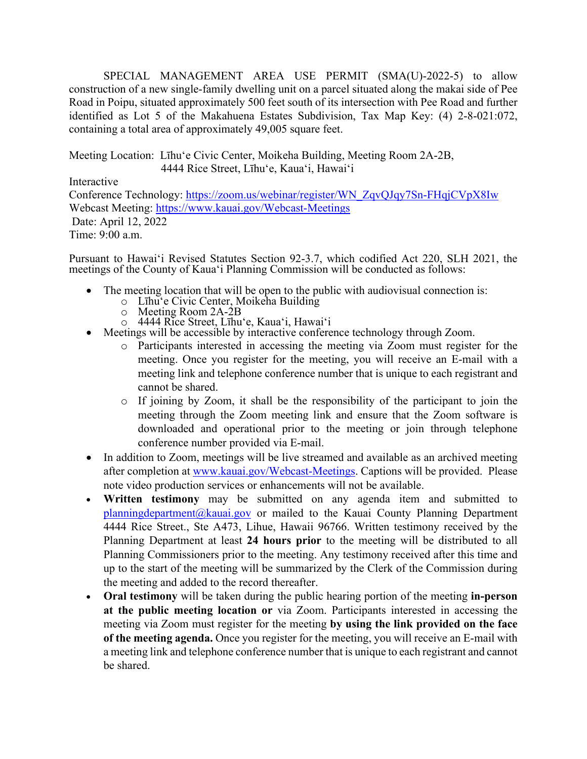SPECIAL MANAGEMENT AREA USE PERMIT (SMA(U)-2022-5) to allow construction of a new single-family dwelling unit on a parcel situated along the makai side of Pee Road in Poipu, situated approximately 500 feet south of its intersection with Pee Road and further identified as Lot 5 of the Makahuena Estates Subdivision, Tax Map Key: (4) 2-8-021:072, containing a total area of approximately 49,005 square feet.

Meeting Location: Līhu'e Civic Center, Moikeha Building, Meeting Room 2A-2B, 4444 Rice Street, Līhu'e, Kaua'i, Hawai'i

Interactive Conference Technology: https://zoom.us/webinar/register/WN_ZqvQJqy7Sn-FHqjCVpX8Iw

Webcast Meeting: https://www.kauai.gov/Webcast-Meetings

Date: April 12, 2022

Time: 9:00 a.m.

Pursuant to Hawai'i Revised Statutes Section 92-3.7, which codified Act 220, SLH 2021, the meetings of the County of Kaua'i Planning Commission will be conducted as follows:

- The meeting location that will be open to the public with audiovisual connection is:
  - Līhu'e Civic Center, Moikeha Building
  - Meeting Room 2A-2B
  - 4444 Rice Street, Līhu'e, Kaua'i, Hawai'i
- Meetings will be accessible by interactive conference technology through Zoom.
  - Participants interested in accessing the meeting via Zoom must register for the meeting. Once you register for the meeting, you will receive an E-mail with a meeting link and telephone conference number that is unique to each registrant and cannot be shared.
  - If joining by Zoom, it shall be the responsibility of the participant to join the meeting through the Zoom meeting link and ensure that the Zoom software is downloaded and operational prior to the meeting or join through telephone conference number provided via E-mail.
- In addition to Zoom, meetings will be live streamed and available as an archived meeting after completion at www.kauai.gov/Webcast-Meetings. Captions will be provided. Please note video production services or enhancements will not be available.
- **Written testimony** may be submitted on any agenda item and submitted to planningdepartment@kauai.gov or mailed to the Kauai County Planning Department 4444 Rice Street., Ste A473, Lihue, Hawaii 96766. Written testimony received by the Planning Department at least **24 hours prior** to the meeting will be distributed to all Planning Commissioners prior to the meeting. Any testimony received after this time and up to the start of the meeting will be summarized by the Clerk of the Commission during the meeting and added to the record thereafter.
- **Oral testimony** will be taken during the public hearing portion of the meeting **in-person at the public meeting location or** via Zoom. Participants interested in accessing the meeting via Zoom must register for the meeting **by using the link provided on the face of the meeting agenda.** Once you register for the meeting, you will receive an E-mail with a meeting link and telephone conference number that is unique to each registrant and cannot be shared.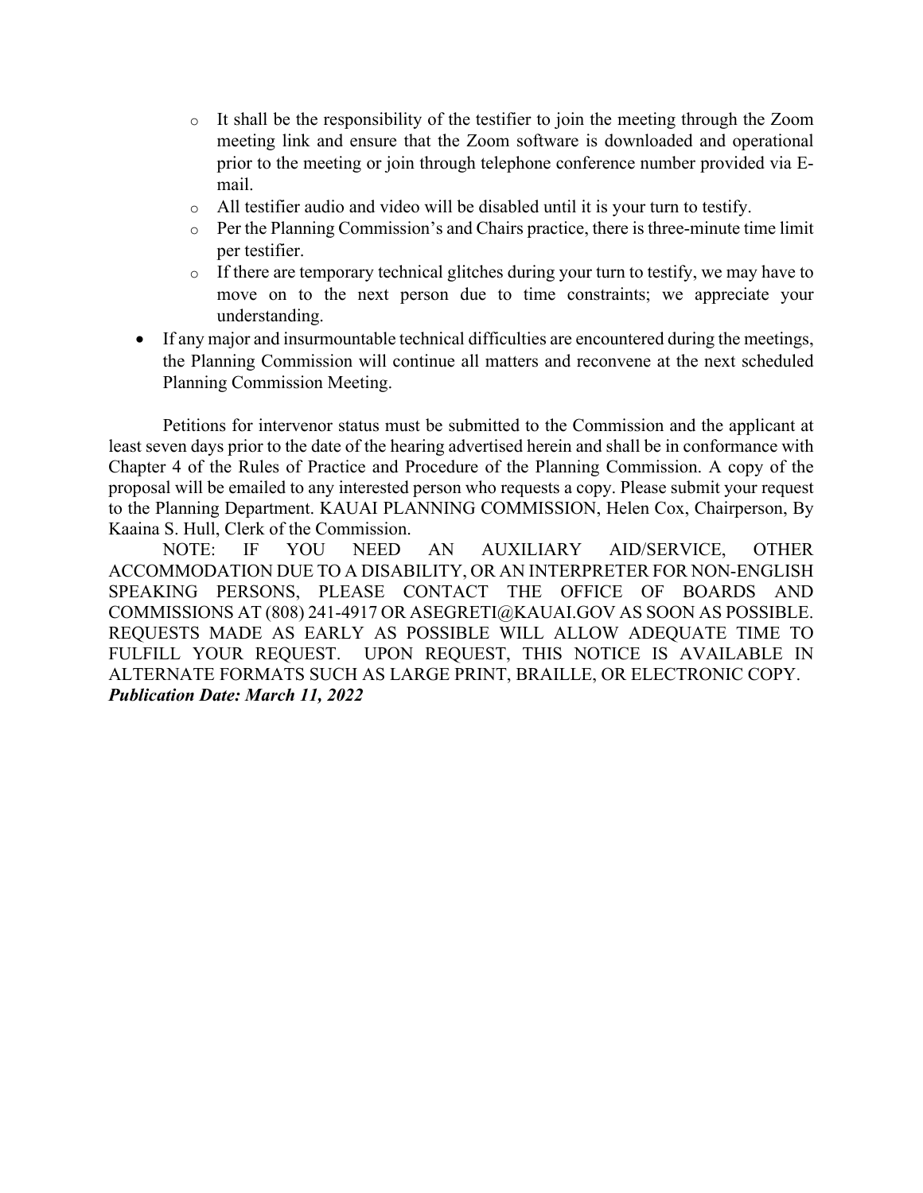- It shall be the responsibility of the testifier to join the meeting through the Zoom meeting link and ensure that the Zoom software is downloaded and operational prior to the meeting or join through telephone conference number provided via E-mail.
    - All testifier audio and video will be disabled until it is your turn to testify.
    - Per the Planning Commission's and Chairs practice, there is three-minute time limit per testifier.
    - If there are temporary technical glitches during your turn to testify, we may have to move on to the next person due to time constraints; we appreciate your understanding.
- If any major and insurmountable technical difficulties are encountered during the meetings, the Planning Commission will continue all matters and reconvene at the next scheduled Planning Commission Meeting.

Petitions for intervenor status must be submitted to the Commission and the applicant at least seven days prior to the date of the hearing advertised herein and shall be in conformance with Chapter 4 of the Rules of Practice and Procedure of the Planning Commission. A copy of the proposal will be emailed to any interested person who requests a copy. Please submit your request to the Planning Department. KAUAI PLANNING COMMISSION, Helen Cox, Chairperson, By Kaaina S. Hull, Clerk of the Commission.

NOTE: IF YOU NEED AN AUXILIARY AID/SERVICE, OTHER ACCOMMODATION DUE TO A DISABILITY, OR AN INTERPRETER FOR NON-ENGLISH SPEAKING PERSONS, PLEASE CONTACT THE OFFICE OF BOARDS AND COMMISSIONS AT (808) 241-4917 OR ASEGRETI@KAUAI.GOV AS SOON AS POSSIBLE. REQUESTS MADE AS EARLY AS POSSIBLE WILL ALLOW ADEQUATE TIME TO FULFILL YOUR REQUEST. UPON REQUEST, THIS NOTICE IS AVAILABLE IN ALTERNATE FORMATS SUCH AS LARGE PRINT, BRAILLE, OR ELECTRONIC COPY.

***Publication Date: March 11, 2022***